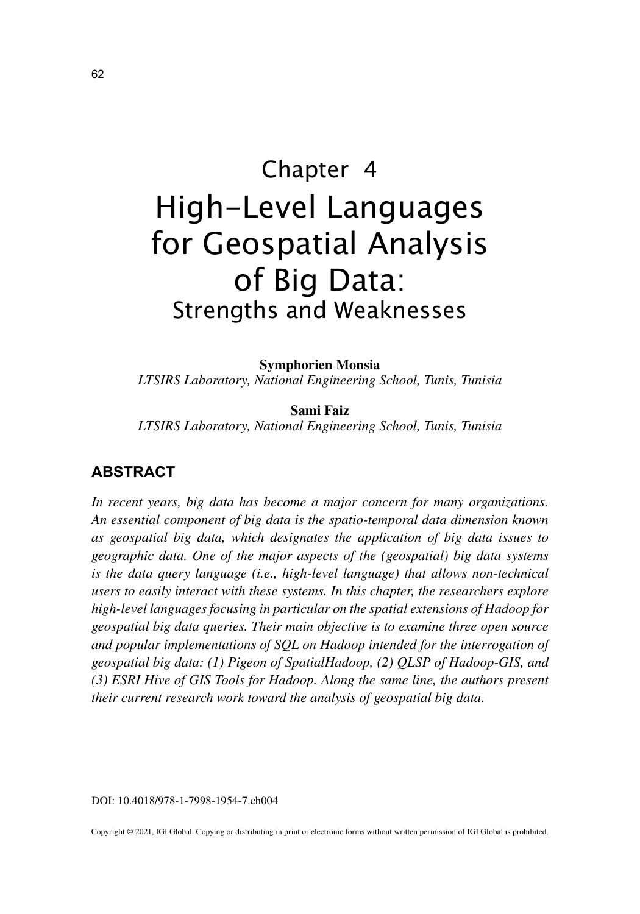# Chapter 4

# High-Level Languages for Geospatial Analysis of Big Data: Strengths and Weaknesses

**Symphorien Monsia**
*LTSIRS Laboratory, National Engineering School, Tunis, Tunisia*

**Sami Faiz**
*LTSIRS Laboratory, National Engineering School, Tunis, Tunisia*

## ABSTRACT

*In recent years, big data has become a major concern for many organizations. An essential component of big data is the spatio-temporal data dimension known as geospatial big data, which designates the application of big data issues to geographic data. One of the major aspects of the (geospatial) big data systems is the data query language (i.e., high-level language) that allows non-technical users to easily interact with these systems. In this chapter, the researchers explore high-level languages focusing in particular on the spatial extensions of Hadoop for geospatial big data queries. Their main objective is to examine three open source and popular implementations of SQL on Hadoop intended for the interrogation of geospatial big data: (1) Pigeon of SpatialHadoop, (2) QLSP of Hadoop-GIS, and (3) ESRI Hive of GIS Tools for Hadoop. Along the same line, the authors present their current research work toward the analysis of geospatial big data.*

DOI: 10.4018/978-1-7998-1954-7.ch004

Copyright © 2021, IGI Global. Copying or distributing in print or electronic forms without written permission of IGI Global is prohibited.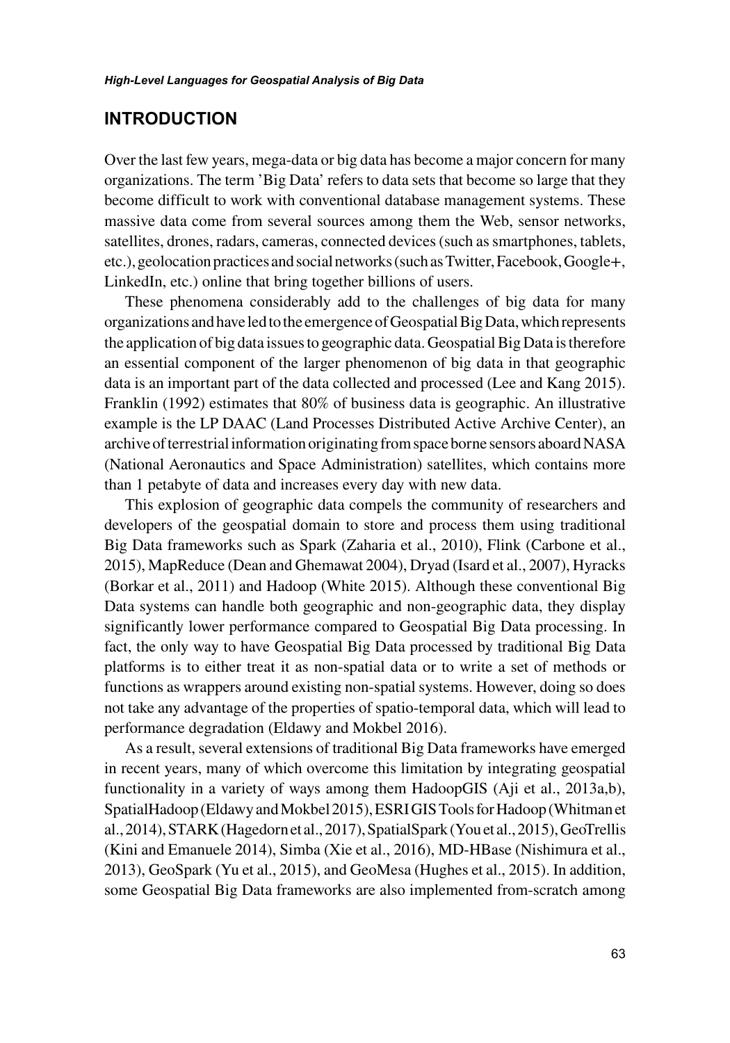## INTRODUCTION

Over the last few years, mega-data or big data has become a major concern for many organizations. The term 'Big Data' refers to data sets that become so large that they become difficult to work with conventional database management systems. These massive data come from several sources among them the Web, sensor networks, satellites, drones, radars, cameras, connected devices (such as smartphones, tablets, etc.), geolocation practices and social networks (such as Twitter, Facebook, Google+, LinkedIn, etc.) online that bring together billions of users.

These phenomena considerably add to the challenges of big data for many organizations and have led to the emergence of Geospatial Big Data, which represents the application of big data issues to geographic data. Geospatial Big Data is therefore an essential component of the larger phenomenon of big data in that geographic data is an important part of the data collected and processed (Lee and Kang 2015). Franklin (1992) estimates that 80% of business data is geographic. An illustrative example is the LP DAAC (Land Processes Distributed Active Archive Center), an archive of terrestrial information originating from space borne sensors aboard NASA (National Aeronautics and Space Administration) satellites, which contains more than 1 petabyte of data and increases every day with new data.

This explosion of geographic data compels the community of researchers and developers of the geospatial domain to store and process them using traditional Big Data frameworks such as Spark (Zaharia et al., 2010), Flink (Carbone et al., 2015), MapReduce (Dean and Ghemawat 2004), Dryad (Isard et al., 2007), Hyracks (Borkar et al., 2011) and Hadoop (White 2015). Although these conventional Big Data systems can handle both geographic and non-geographic data, they display significantly lower performance compared to Geospatial Big Data processing. In fact, the only way to have Geospatial Big Data processed by traditional Big Data platforms is to either treat it as non-spatial data or to write a set of methods or functions as wrappers around existing non-spatial systems. However, doing so does not take any advantage of the properties of spatio-temporal data, which will lead to performance degradation (Eldawy and Mokbel 2016).

As a result, several extensions of traditional Big Data frameworks have emerged in recent years, many of which overcome this limitation by integrating geospatial functionality in a variety of ways among them HadoopGIS (Aji et al., 2013a,b), SpatialHadoop (Eldawy and Mokbel 2015), ESRI GIS Tools for Hadoop (Whitman et al., 2014), STARK (Hagedorn et al., 2017), SpatialSpark (You et al., 2015), GeoTrellis (Kini and Emanuele 2014), Simba (Xie et al., 2016), MD-HBase (Nishimura et al., 2013), GeoSpark (Yu et al., 2015), and GeoMesa (Hughes et al., 2015). In addition, some Geospatial Big Data frameworks are also implemented from-scratch among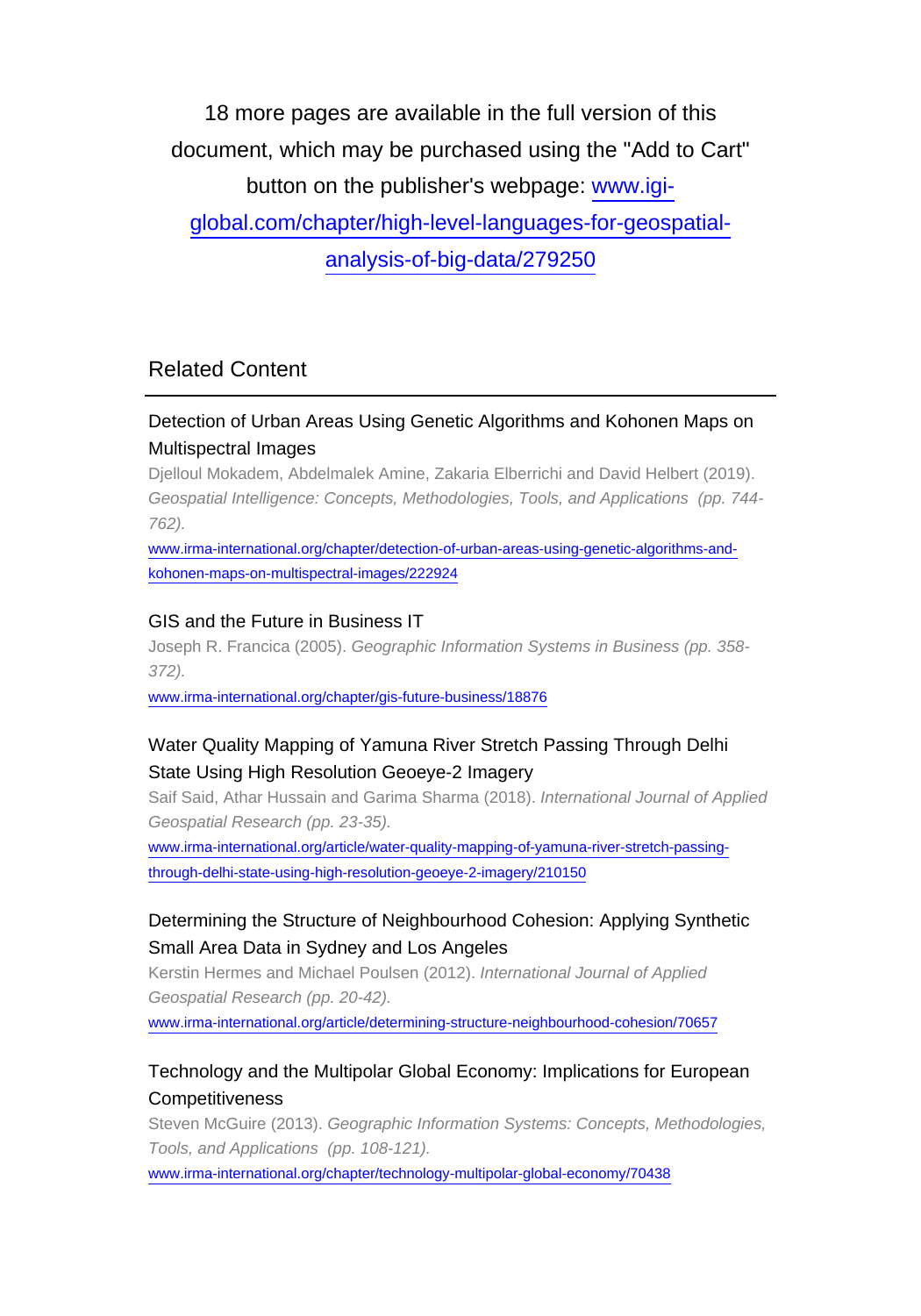18 more pages are available in the full version of this document, which may be purchased using the "Add to Cart" button on the publisher's webpage: [www.igi-global.com/chapter/high-level-languages-for-geospatial-analysis-of-big-data/279250](www.igi-global.com/chapter/high-level-languages-for-geospatial-analysis-of-big-data/279250)

## Related Content

### Detection of Urban Areas Using Genetic Algorithms and Kohonen Maps on Multispectral Images

Djelloul Mokadem, Abdelmalek Amine, Zakaria Elberrichi and David Helbert (2019). *Geospatial Intelligence: Concepts, Methodologies, Tools, and Applications (pp. 744-762).*

[www.irma-international.org/chapter/detection-of-urban-areas-using-genetic-algorithms-and-kohonen-maps-on-multispectral-images/222924](www.irma-international.org/chapter/detection-of-urban-areas-using-genetic-algorithms-and-kohonen-maps-on-multispectral-images/222924)

### GIS and the Future in Business IT

Joseph R. Francica (2005). *Geographic Information Systems in Business (pp. 358-372).*

[www.irma-international.org/chapter/gis-future-business/18876](www.irma-international.org/chapter/gis-future-business/18876)

### Water Quality Mapping of Yamuna River Stretch Passing Through Delhi State Using High Resolution Geoeye-2 Imagery

Saif Said, Athar Hussain and Garima Sharma (2018). *International Journal of Applied Geospatial Research (pp. 23-35).*

[www.irma-international.org/article/water-quality-mapping-of-yamuna-river-stretch-passing-through-delhi-state-using-high-resolution-geoeye-2-imagery/210150](www.irma-international.org/article/water-quality-mapping-of-yamuna-river-stretch-passing-through-delhi-state-using-high-resolution-geoeye-2-imagery/210150)

### Determining the Structure of Neighbourhood Cohesion: Applying Synthetic Small Area Data in Sydney and Los Angeles

Kerstin Hermes and Michael Poulsen (2012). *International Journal of Applied Geospatial Research (pp. 20-42).*

[www.irma-international.org/article/determining-structure-neighbourhood-cohesion/70657](www.irma-international.org/article/determining-structure-neighbourhood-cohesion/70657)

### Technology and the Multipolar Global Economy: Implications for European Competitiveness

Steven McGuire (2013). *Geographic Information Systems: Concepts, Methodologies, Tools, and Applications (pp. 108-121).*

[www.irma-international.org/chapter/technology-multipolar-global-economy/70438](www.irma-international.org/chapter/technology-multipolar-global-economy/70438)